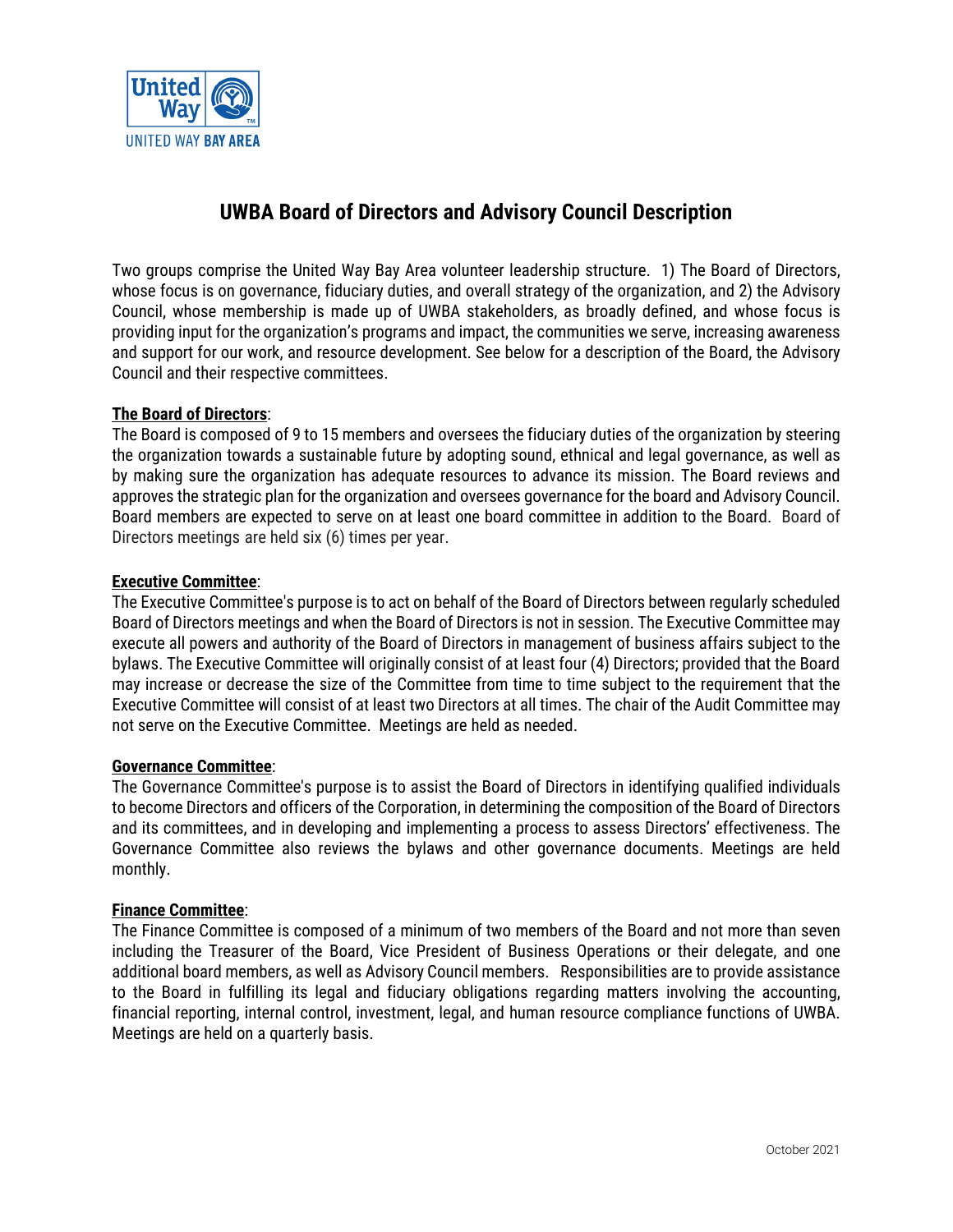# UWBA Board of Directors and Advisory Council Description

Two groups comprise the United Way Bay Area volunteer leadership structure. 1) The Board of Directors, whose focus is on governance, fiduciary duties, and overall strategy of the organization, and 2) the Advisory Council, whose membership is made up of UWBA stakeholders, as broadly defined, and whose focus is providing input for the organization's programs and impact, the communities we serve, increasing awareness and support for our work, and resource development. See below for a description of the Board, the Advisory Council and their respective committees.

**The Board of Directors**:
The Board is composed of 9 to 15 members and oversees the fiduciary duties of the organization by steering the organization towards a sustainable future by adopting sound, ethnical and legal governance, as well as by making sure the organization has adequate resources to advance its mission. The Board reviews and approves the strategic plan for the organization and oversees governance for the board and Advisory Council. Board members are expected to serve on at least one board committee in addition to the Board. Board of Directors meetings are held six (6) times per year.

**Executive Committee**:
The Executive Committee's purpose is to act on behalf of the Board of Directors between regularly scheduled Board of Directors meetings and when the Board of Directors is not in session. The Executive Committee may execute all powers and authority of the Board of Directors in management of business affairs subject to the bylaws. The Executive Committee will originally consist of at least four (4) Directors; provided that the Board may increase or decrease the size of the Committee from time to time subject to the requirement that the Executive Committee will consist of at least two Directors at all times. The chair of the Audit Committee may not serve on the Executive Committee. Meetings are held as needed.

**Governance Committee**:
The Governance Committee's purpose is to assist the Board of Directors in identifying qualified individuals to become Directors and officers of the Corporation, in determining the composition of the Board of Directors and its committees, and in developing and implementing a process to assess Directors' effectiveness. The Governance Committee also reviews the bylaws and other governance documents. Meetings are held monthly.

**Finance Committee**:
The Finance Committee is composed of a minimum of two members of the Board and not more than seven including the Treasurer of the Board, Vice President of Business Operations or their delegate, and one additional board members, as well as Advisory Council members. Responsibilities are to provide assistance to the Board in fulfilling its legal and fiduciary obligations regarding matters involving the accounting, financial reporting, internal control, investment, legal, and human resource compliance functions of UWBA. Meetings are held on a quarterly basis.

October 2021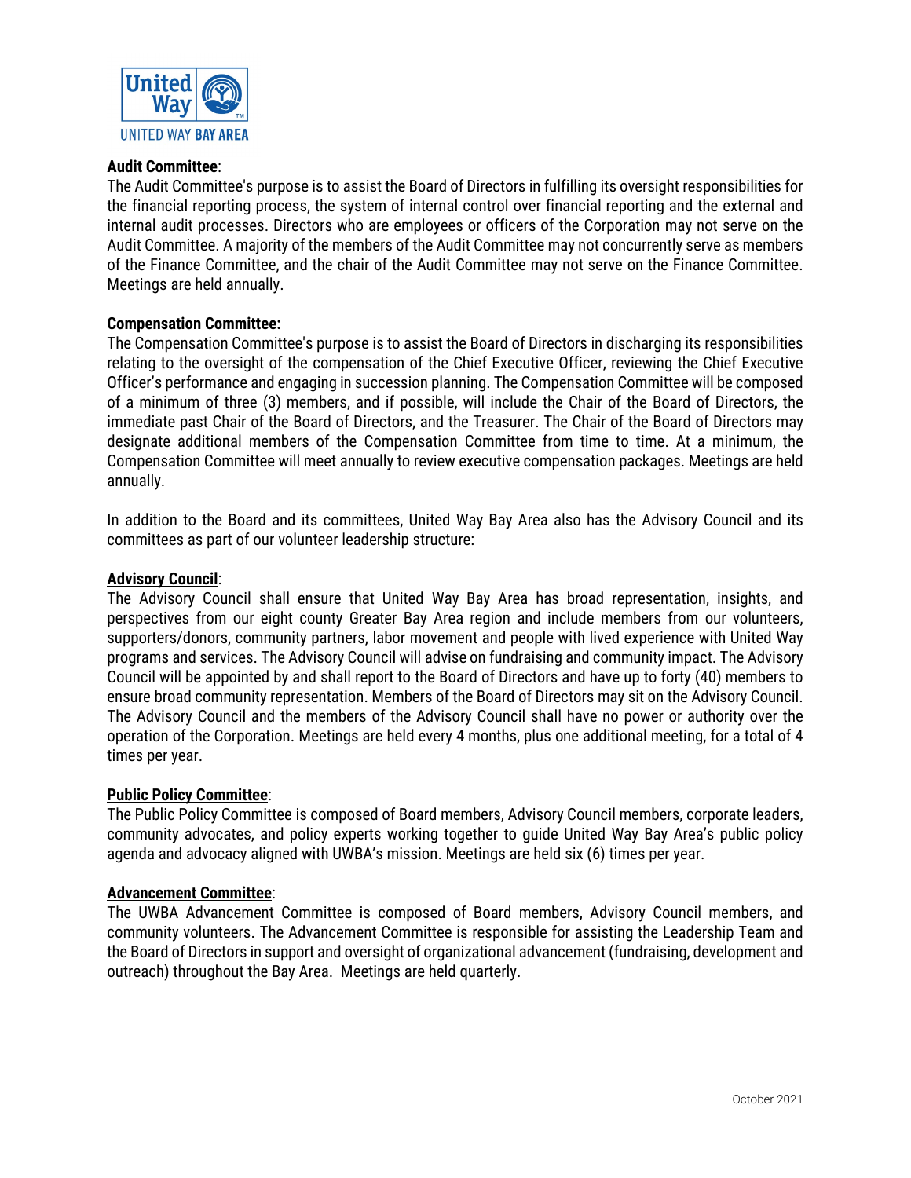**Audit Committee**:
The Audit Committee's purpose is to assist the Board of Directors in fulfilling its oversight responsibilities for the financial reporting process, the system of internal control over financial reporting and the external and internal audit processes. Directors who are employees or officers of the Corporation may not serve on the Audit Committee. A majority of the members of the Audit Committee may not concurrently serve as members of the Finance Committee, and the chair of the Audit Committee may not serve on the Finance Committee. Meetings are held annually.

**Compensation Committee:**
The Compensation Committee's purpose is to assist the Board of Directors in discharging its responsibilities relating to the oversight of the compensation of the Chief Executive Officer, reviewing the Chief Executive Officer's performance and engaging in succession planning. The Compensation Committee will be composed of a minimum of three (3) members, and if possible, will include the Chair of the Board of Directors, the immediate past Chair of the Board of Directors, and the Treasurer. The Chair of the Board of Directors may designate additional members of the Compensation Committee from time to time. At a minimum, the Compensation Committee will meet annually to review executive compensation packages. Meetings are held annually.

In addition to the Board and its committees, United Way Bay Area also has the Advisory Council and its committees as part of our volunteer leadership structure:

**Advisory Council**:
The Advisory Council shall ensure that United Way Bay Area has broad representation, insights, and perspectives from our eight county Greater Bay Area region and include members from our volunteers, supporters/donors, community partners, labor movement and people with lived experience with United Way programs and services. The Advisory Council will advise on fundraising and community impact. The Advisory Council will be appointed by and shall report to the Board of Directors and have up to forty (40) members to ensure broad community representation. Members of the Board of Directors may sit on the Advisory Council. The Advisory Council and the members of the Advisory Council shall have no power or authority over the operation of the Corporation. Meetings are held every 4 months, plus one additional meeting, for a total of 4 times per year.

**Public Policy Committee**:
The Public Policy Committee is composed of Board members, Advisory Council members, corporate leaders, community advocates, and policy experts working together to guide United Way Bay Area's public policy agenda and advocacy aligned with UWBA's mission. Meetings are held six (6) times per year.

**Advancement Committee**:
The UWBA Advancement Committee is composed of Board members, Advisory Council members, and community volunteers. The Advancement Committee is responsible for assisting the Leadership Team and the Board of Directors in support and oversight of organizational advancement (fundraising, development and outreach) throughout the Bay Area. Meetings are held quarterly.